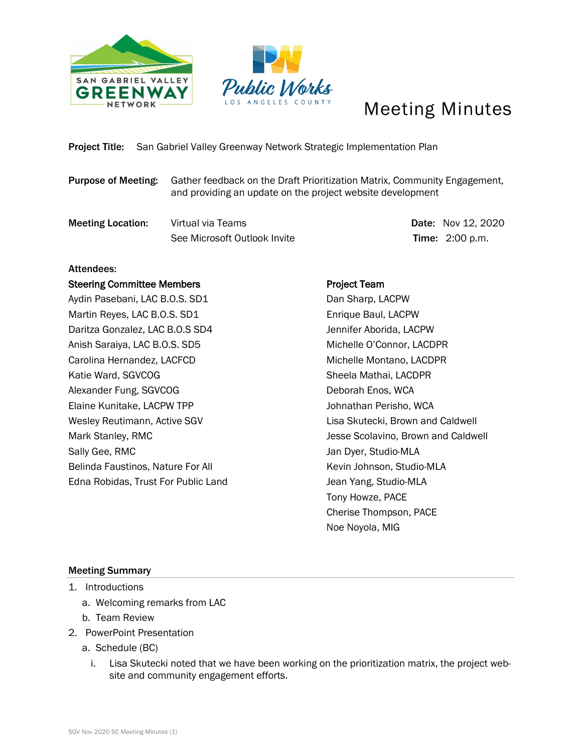# Meeting Minutes

**Project Title:** San Gabriel Valley Greenway Network Strategic Implementation Plan

**Purpose of Meeting:** Gather feedback on the Draft Prioritization Matrix, Community Engagement, and providing an update on the project website development

**Meeting Location:** Virtual via Teams
See Microsoft Outlook Invite

**Date:** Nov 12, 2020
**Time:** 2:00 p.m.

**Attendees:**

**Steering Committee Members**

Aydin Pasebani, LAC B.O.S. SD1
Martin Reyes, LAC B.O.S. SD1
Daritza Gonzalez, LAC B.O.S SD4
Anish Saraiya, LAC B.O.S. SD5
Carolina Hernandez, LACFCD
Katie Ward, SGVCOG
Alexander Fung, SGVCOG
Elaine Kunitake, LACPW TPP
Wesley Reutimann, Active SGV
Mark Stanley, RMC
Sally Gee, RMC
Belinda Faustinos, Nature For All
Edna Robidas, Trust For Public Land

**Project Team**

Dan Sharp, LACPW
Enrique Baul, LACPW
Jennifer Aborida, LACPW
Michelle O'Connor, LACDPR
Michelle Montano, LACDPR
Sheela Mathai, LACDPR
Deborah Enos, WCA
Johnathan Perisho, WCA
Lisa Skutecki, Brown and Caldwell
Jesse Scolavino, Brown and Caldwell
Jan Dyer, Studio-MLA
Kevin Johnson, Studio-MLA
Jean Yang, Studio-MLA
Tony Howze, PACE
Cherise Thompson, PACE
Noe Noyola, MIG

## Meeting Summary

1. Introductions
   a. Welcoming remarks from LAC
   b. Team Review
2. PowerPoint Presentation
   a. Schedule (BC)
      i. Lisa Skutecki noted that we have been working on the prioritization matrix, the project web-site and community engagement efforts.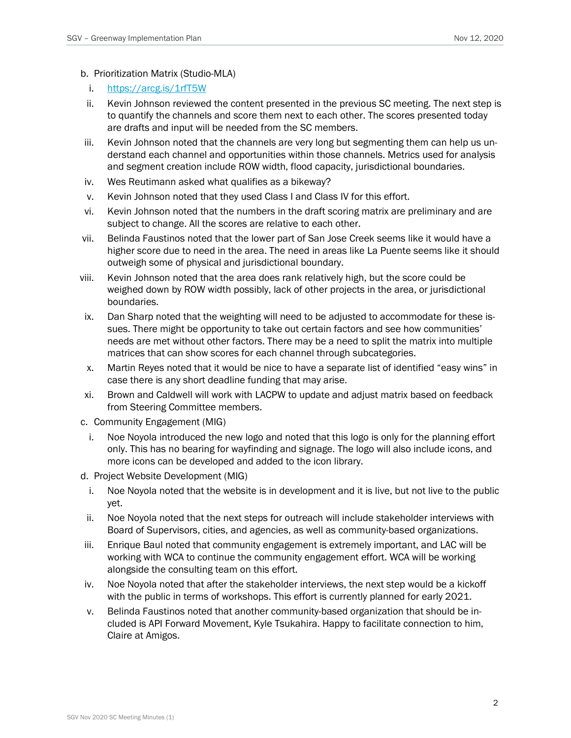b. Prioritization Matrix (Studio-MLA)
   i. [https://arcg.is/1rfT5W](https://arcg.is/1rfT5W)
   ii. Kevin Johnson reviewed the content presented in the previous SC meeting. The next step is to quantify the channels and score them next to each other. The scores presented today are drafts and input will be needed from the SC members.
   iii. Kevin Johnson noted that the channels are very long but segmenting them can help us understand each channel and opportunities within those channels. Metrics used for analysis and segment creation include ROW width, flood capacity, jurisdictional boundaries.
   iv. Wes Reutimann asked what qualifies as a bikeway?
   v. Kevin Johnson noted that they used Class I and Class IV for this effort.
   vi. Kevin Johnson noted that the numbers in the draft scoring matrix are preliminary and are subject to change. All the scores are relative to each other.
   vii. Belinda Faustinos noted that the lower part of San Jose Creek seems like it would have a higher score due to need in the area. The need in areas like La Puente seems like it should outweigh some of physical and jurisdictional boundary.
   viii. Kevin Johnson noted that the area does rank relatively high, but the score could be weighed down by ROW width possibly, lack of other projects in the area, or jurisdictional boundaries.
   ix. Dan Sharp noted that the weighting will need to be adjusted to accommodate for these issues. There might be opportunity to take out certain factors and see how communities' needs are met without other factors. There may be a need to split the matrix into multiple matrices that can show scores for each channel through subcategories.
   x. Martin Reyes noted that it would be nice to have a separate list of identified "easy wins" in case there is any short deadline funding that may arise.
   xi. Brown and Caldwell will work with LACPW to update and adjust matrix based on feedback from Steering Committee members.

c. Community Engagement (MIG)
   i. Noe Noyola introduced the new logo and noted that this logo is only for the planning effort only. This has no bearing for wayfinding and signage. The logo will also include icons, and more icons can be developed and added to the icon library.

d. Project Website Development (MIG)
   i. Noe Noyola noted that the website is in development and it is live, but not live to the public yet.
   ii. Noe Noyola noted that the next steps for outreach will include stakeholder interviews with Board of Supervisors, cities, and agencies, as well as community-based organizations.
   iii. Enrique Baul noted that community engagement is extremely important, and LAC will be working with WCA to continue the community engagement effort. WCA will be working alongside the consulting team on this effort.
   iv. Noe Noyola noted that after the stakeholder interviews, the next step would be a kickoff with the public in terms of workshops. This effort is currently planned for early 2021.
   v. Belinda Faustinos noted that another community-based organization that should be included is API Forward Movement, Kyle Tsukahira. Happy to facilitate connection to him, Claire at Amigos.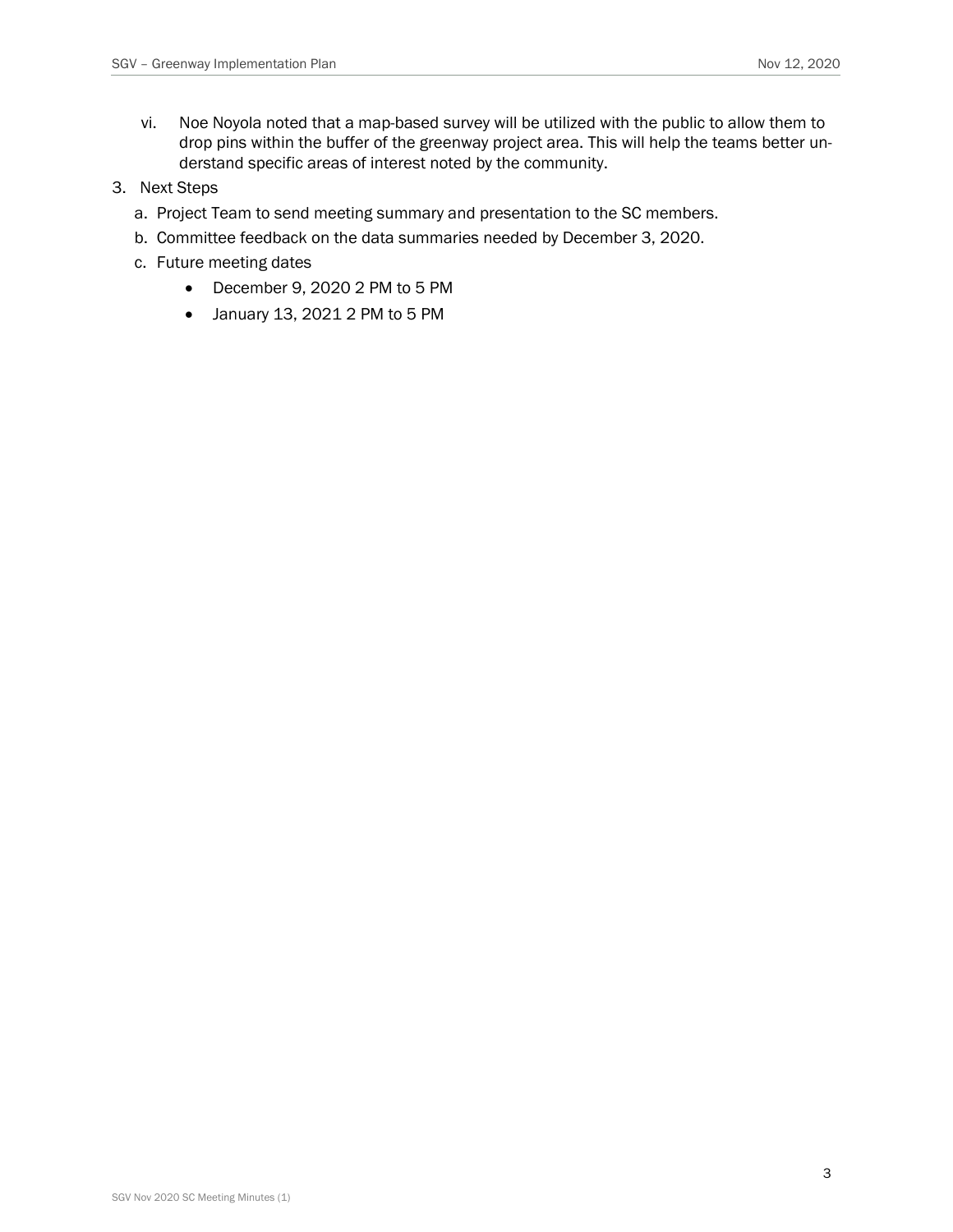vi. Noe Noyola noted that a map-based survey will be utilized with the public to allow them to drop pins within the buffer of the greenway project area. This will help the teams better understand specific areas of interest noted by the community.

3. Next Steps
   a. Project Team to send meeting summary and presentation to the SC members.
   b. Committee feedback on the data summaries needed by December 3, 2020.
   c. Future meeting dates
      - December 9, 2020 2 PM to 5 PM
      - January 13, 2021 2 PM to 5 PM